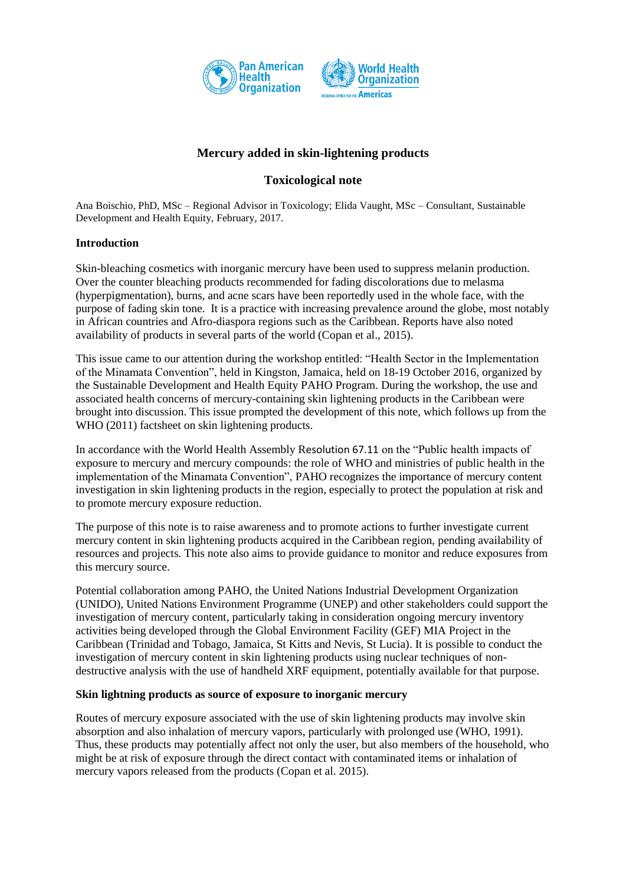# Mercury added in skin-lightening products

## Toxicological note

Ana Boischio, PhD, MSc – Regional Advisor in Toxicology; Elida Vaught, MSc – Consultant, Sustainable Development and Health Equity, February, 2017.

### Introduction

Skin-bleaching cosmetics with inorganic mercury have been used to suppress melanin production. Over the counter bleaching products recommended for fading discolorations due to melasma (hyperpigmentation), burns, and acne scars have been reportedly used in the whole face, with the purpose of fading skin tone. It is a practice with increasing prevalence around the globe, most notably in African countries and Afro-diaspora regions such as the Caribbean. Reports have also noted availability of products in several parts of the world (Copan et al., 2015).

This issue came to our attention during the workshop entitled: "Health Sector in the Implementation of the Minamata Convention", held in Kingston, Jamaica, held on 18-19 October 2016, organized by the Sustainable Development and Health Equity PAHO Program. During the workshop, the use and associated health concerns of mercury-containing skin lightening products in the Caribbean were brought into discussion. This issue prompted the development of this note, which follows up from the WHO (2011) factsheet on skin lightening products.

In accordance with the World Health Assembly Resolution 67.11 on the "Public health impacts of exposure to mercury and mercury compounds: the role of WHO and ministries of public health in the implementation of the Minamata Convention", PAHO recognizes the importance of mercury content investigation in skin lightening products in the region, especially to protect the population at risk and to promote mercury exposure reduction.

The purpose of this note is to raise awareness and to promote actions to further investigate current mercury content in skin lightening products acquired in the Caribbean region, pending availability of resources and projects. This note also aims to provide guidance to monitor and reduce exposures from this mercury source.

Potential collaboration among PAHO, the United Nations Industrial Development Organization (UNIDO), United Nations Environment Programme (UNEP) and other stakeholders could support the investigation of mercury content, particularly taking in consideration ongoing mercury inventory activities being developed through the Global Environment Facility (GEF) MIA Project in the Caribbean (Trinidad and Tobago, Jamaica, St Kitts and Nevis, St Lucia). It is possible to conduct the investigation of mercury content in skin lightening products using nuclear techniques of non-destructive analysis with the use of handheld XRF equipment, potentially available for that purpose.

### Skin lightning products as source of exposure to inorganic mercury

Routes of mercury exposure associated with the use of skin lightening products may involve skin absorption and also inhalation of mercury vapors, particularly with prolonged use (WHO, 1991). Thus, these products may potentially affect not only the user, but also members of the household, who might be at risk of exposure through the direct contact with contaminated items or inhalation of mercury vapors released from the products (Copan et al. 2015).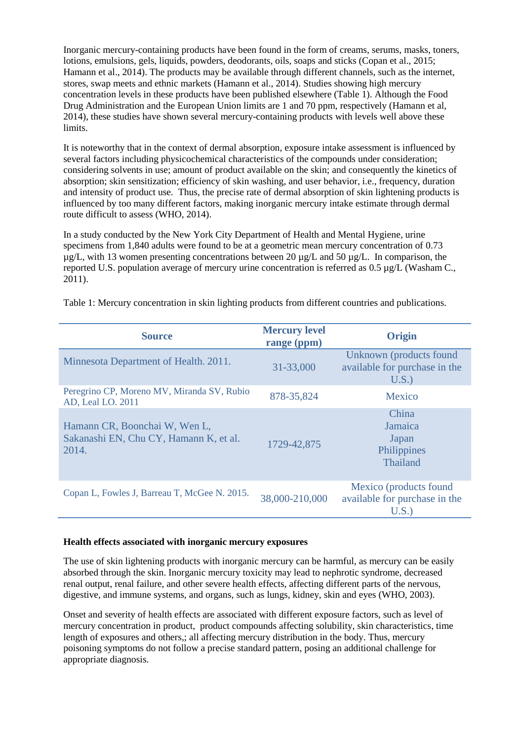Inorganic mercury-containing products have been found in the form of creams, serums, masks, toners, lotions, emulsions, gels, liquids, powders, deodorants, oils, soaps and sticks (Copan et al., 2015; Hamann et al., 2014). The products may be available through different channels, such as the internet, stores, swap meets and ethnic markets (Hamann et al., 2014). Studies showing high mercury concentration levels in these products have been published elsewhere (Table 1). Although the Food Drug Administration and the European Union limits are 1 and 70 ppm, respectively (Hamann et al, 2014), these studies have shown several mercury-containing products with levels well above these limits.

It is noteworthy that in the context of dermal absorption, exposure intake assessment is influenced by several factors including physicochemical characteristics of the compounds under consideration; considering solvents in use; amount of product available on the skin; and consequently the kinetics of absorption; skin sensitization; efficiency of skin washing, and user behavior, i.e., frequency, duration and intensity of product use. Thus, the precise rate of dermal absorption of skin lightening products is influenced by too many different factors, making inorganic mercury intake estimate through dermal route difficult to assess (WHO, 2014).

In a study conducted by the New York City Department of Health and Mental Hygiene, urine specimens from 1,840 adults were found to be at a geometric mean mercury concentration of 0.73 µg/L, with 13 women presenting concentrations between 20 µg/L and 50 µg/L. In comparison, the reported U.S. population average of mercury urine concentration is referred as 0.5 µg/L (Washam C., 2011).

Table 1: Mercury concentration in skin lighting products from different countries and publications.

| Source | Mercury level range (ppm) | Origin |
|---|---|---|
| Minnesota Department of Health. 2011. | 31-33,000 | Unknown (products found available for purchase in the U.S.) |
| Peregrino CP, Moreno MV, Miranda SV, Rubio AD, Leal LO. 2011 | 878-35,824 | Mexico |
| Hamann CR, Boonchai W, Wen L, Sakanashi EN, Chu CY, Hamann K, et al. 2014. | 1729-42,875 | China<br>Jamaica<br>Japan<br>Philippines<br>Thailand |
| Copan L, Fowles J, Barreau T, McGee N. 2015. | 38,000-210,000 | Mexico (products found available for purchase in the U.S.) |

**Health effects associated with inorganic mercury exposures**

The use of skin lightening products with inorganic mercury can be harmful, as mercury can be easily absorbed through the skin. Inorganic mercury toxicity may lead to nephrotic syndrome, decreased renal output, renal failure, and other severe health effects, affecting different parts of the nervous, digestive, and immune systems, and organs, such as lungs, kidney, skin and eyes (WHO, 2003).

Onset and severity of health effects are associated with different exposure factors, such as level of mercury concentration in product, product compounds affecting solubility, skin characteristics, time length of exposures and others,; all affecting mercury distribution in the body. Thus, mercury poisoning symptoms do not follow a precise standard pattern, posing an additional challenge for appropriate diagnosis.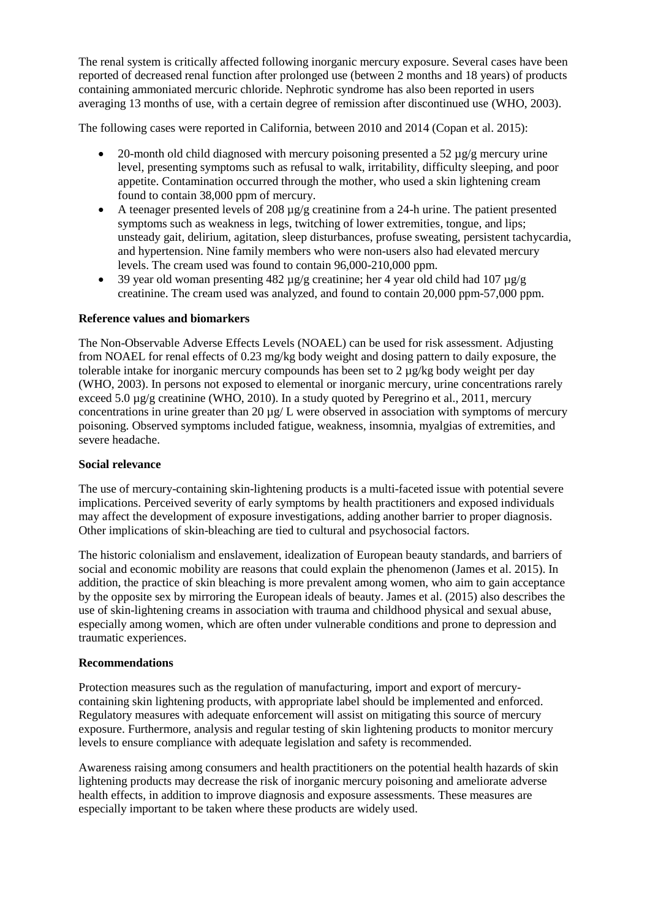The renal system is critically affected following inorganic mercury exposure. Several cases have been reported of decreased renal function after prolonged use (between 2 months and 18 years) of products containing ammoniated mercuric chloride. Nephrotic syndrome has also been reported in users averaging 13 months of use, with a certain degree of remission after discontinued use (WHO, 2003).

The following cases were reported in California, between 2010 and 2014 (Copan et al. 2015):

- 20-month old child diagnosed with mercury poisoning presented a 52 µg/g mercury urine level, presenting symptoms such as refusal to walk, irritability, difficulty sleeping, and poor appetite. Contamination occurred through the mother, who used a skin lightening cream found to contain 38,000 ppm of mercury.
- A teenager presented levels of 208 µg/g creatinine from a 24-h urine. The patient presented symptoms such as weakness in legs, twitching of lower extremities, tongue, and lips; unsteady gait, delirium, agitation, sleep disturbances, profuse sweating, persistent tachycardia, and hypertension. Nine family members who were non-users also had elevated mercury levels. The cream used was found to contain 96,000-210,000 ppm.
- 39 year old woman presenting 482 µg/g creatinine; her 4 year old child had 107 µg/g creatinine. The cream used was analyzed, and found to contain 20,000 ppm-57,000 ppm.

**Reference values and biomarkers**

The Non-Observable Adverse Effects Levels (NOAEL) can be used for risk assessment. Adjusting from NOAEL for renal effects of 0.23 mg/kg body weight and dosing pattern to daily exposure, the tolerable intake for inorganic mercury compounds has been set to 2 µg/kg body weight per day (WHO, 2003). In persons not exposed to elemental or inorganic mercury, urine concentrations rarely exceed 5.0 µg/g creatinine (WHO, 2010). In a study quoted by Peregrino et al., 2011, mercury concentrations in urine greater than 20 µg/ L were observed in association with symptoms of mercury poisoning. Observed symptoms included fatigue, weakness, insomnia, myalgias of extremities, and severe headache.

**Social relevance**

The use of mercury-containing skin-lightening products is a multi-faceted issue with potential severe implications. Perceived severity of early symptoms by health practitioners and exposed individuals may affect the development of exposure investigations, adding another barrier to proper diagnosis. Other implications of skin-bleaching are tied to cultural and psychosocial factors.

The historic colonialism and enslavement, idealization of European beauty standards, and barriers of social and economic mobility are reasons that could explain the phenomenon (James et al. 2015). In addition, the practice of skin bleaching is more prevalent among women, who aim to gain acceptance by the opposite sex by mirroring the European ideals of beauty. James et al. (2015) also describes the use of skin-lightening creams in association with trauma and childhood physical and sexual abuse, especially among women, which are often under vulnerable conditions and prone to depression and traumatic experiences.

**Recommendations**

Protection measures such as the regulation of manufacturing, import and export of mercury-containing skin lightening products, with appropriate label should be implemented and enforced. Regulatory measures with adequate enforcement will assist on mitigating this source of mercury exposure. Furthermore, analysis and regular testing of skin lightening products to monitor mercury levels to ensure compliance with adequate legislation and safety is recommended.

Awareness raising among consumers and health practitioners on the potential health hazards of skin lightening products may decrease the risk of inorganic mercury poisoning and ameliorate adverse health effects, in addition to improve diagnosis and exposure assessments. These measures are especially important to be taken where these products are widely used.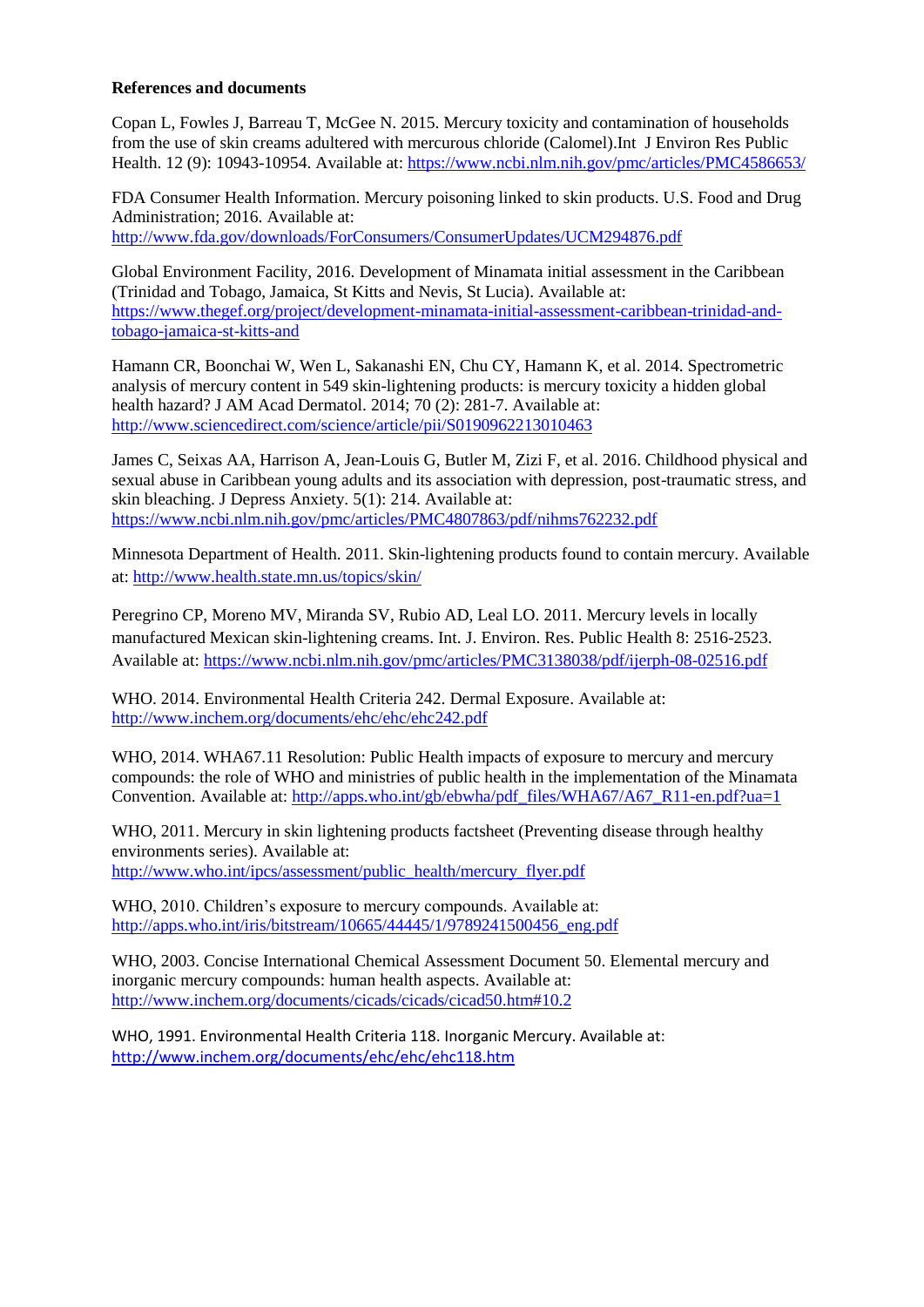**References and documents**

Copan L, Fowles J, Barreau T, McGee N. 2015. Mercury toxicity and contamination of households from the use of skin creams adultered with mercurous chloride (Calomel).Int J Environ Res Public Health. 12 (9): 10943-10954. Available at: https://www.ncbi.nlm.nih.gov/pmc/articles/PMC4586653/

FDA Consumer Health Information. Mercury poisoning linked to skin products. U.S. Food and Drug Administration; 2016. Available at: http://www.fda.gov/downloads/ForConsumers/ConsumerUpdates/UCM294876.pdf

Global Environment Facility, 2016. Development of Minamata initial assessment in the Caribbean (Trinidad and Tobago, Jamaica, St Kitts and Nevis, St Lucia). Available at: https://www.thegef.org/project/development-minamata-initial-assessment-caribbean-trinidad-and-tobago-jamaica-st-kitts-and

Hamann CR, Boonchai W, Wen L, Sakanashi EN, Chu CY, Hamann K, et al. 2014. Spectrometric analysis of mercury content in 549 skin-lightening products: is mercury toxicity a hidden global health hazard? J AM Acad Dermatol. 2014; 70 (2): 281-7. Available at: http://www.sciencedirect.com/science/article/pii/S0190962213010463

James C, Seixas AA, Harrison A, Jean-Louis G, Butler M, Zizi F, et al. 2016. Childhood physical and sexual abuse in Caribbean young adults and its association with depression, post-traumatic stress, and skin bleaching. J Depress Anxiety. 5(1): 214. Available at: https://www.ncbi.nlm.nih.gov/pmc/articles/PMC4807863/pdf/nihms762232.pdf

Minnesota Department of Health. 2011. Skin-lightening products found to contain mercury. Available at: http://www.health.state.mn.us/topics/skin/

Peregrino CP, Moreno MV, Miranda SV, Rubio AD, Leal LO. 2011. Mercury levels in locally manufactured Mexican skin-lightening creams. Int. J. Environ. Res. Public Health 8: 2516-2523. Available at: https://www.ncbi.nlm.nih.gov/pmc/articles/PMC3138038/pdf/ijerph-08-02516.pdf

WHO. 2014. Environmental Health Criteria 242. Dermal Exposure. Available at: http://www.inchem.org/documents/ehc/ehc/ehc242.pdf

WHO, 2014. WHA67.11 Resolution: Public Health impacts of exposure to mercury and mercury compounds: the role of WHO and ministries of public health in the implementation of the Minamata Convention. Available at: http://apps.who.int/gb/ebwha/pdf_files/WHA67/A67_R11-en.pdf?ua=1

WHO, 2011. Mercury in skin lightening products factsheet (Preventing disease through healthy environments series). Available at: http://www.who.int/ipcs/assessment/public_health/mercury_flyer.pdf

WHO, 2010. Children's exposure to mercury compounds. Available at: http://apps.who.int/iris/bitstream/10665/44445/1/9789241500456_eng.pdf

WHO, 2003. Concise International Chemical Assessment Document 50. Elemental mercury and inorganic mercury compounds: human health aspects. Available at: http://www.inchem.org/documents/cicads/cicads/cicad50.htm#10.2

WHO, 1991. Environmental Health Criteria 118. Inorganic Mercury. Available at: http://www.inchem.org/documents/ehc/ehc/ehc118.htm